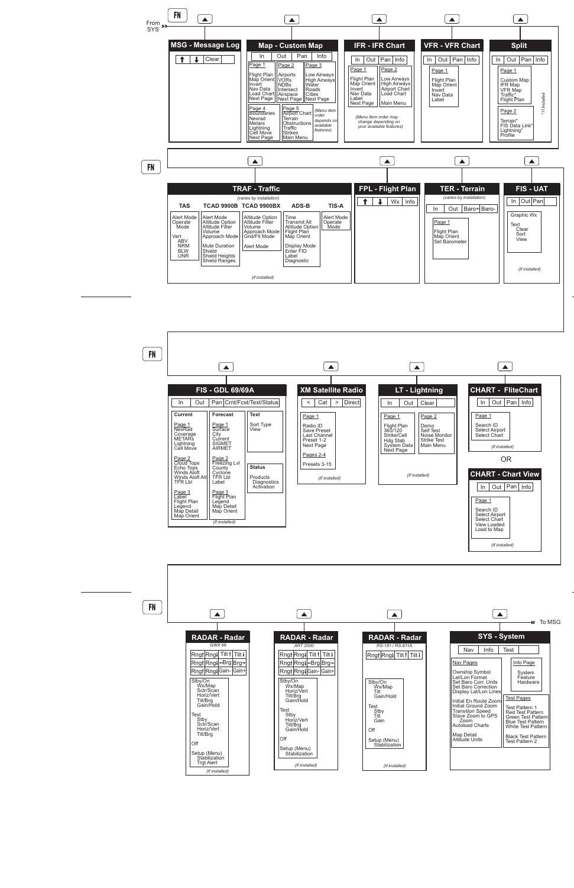FN

From SYS »

## MSG - Message Log

↑ ↓ Clear

## Map - Custom Map

In | Out | Pan | Info

Page 1
- Flight Plan
- Map Orient
- Invert
- Nav Data
- Load Chart
- Next Page

Page 2
- Airports
- VORs
- NDBs
- Intersect
- Airspace
- Next Page

Page 3
- Low Airways
- High Airways
- Water
- Roads
- Cities
- Next Page

Page 4
- Boundaries
- Nexrad
- Metars
- Lightning
- Cell Move
- Next Page

Page 5
- Airport Chart
- Terrain
- Obstructions
- Traffic
- Strikes
- Main Menu

(Menu item order depends on available features)

## IFR - IFR Chart

In | Out | Pan | Info

Page 1
- Flight Plan
- Map Orient
- Invert
- Nav Data
- Label
- Next Page

Page 2
- Low Airways
- High Airways
- Airport Chart
- Load Chart
- Main Menu

(Menu item order may change depending on your available features)

## VFR - VFR Chart

In | Out | Pan | Info

Page 1
- Flight Plan
- Map Orient
- Invert
- Nav Data
- Label

## Split

In | Out | Pan | Info

Page 1
- Custom Map
- IFR Map
- VFR Map
- Traffic*
- Flight Plan

Page 2
- Terrain*
- FIS Data Link*
- Lightning*
- Profile

* If installed

FN

## TRAF - Traffic

(varies by installation)

TAS
- Alert Mode
- Operate Mode
- Vert
  - ABV
  - NRM
  - BLW
  - UNR

TCAD 9900B
- Alert Mode
- Altitude Option
- Altitude Filter
- Volume
- Approach Mode
- Mute Duration
- Shield
- Shield Heights
- Shield Ranges

TCAD 9900BX
- Altitude Option
- Altitude Filter
- Volume
- Approach Mode
- Gnd/Flt Mode
- Alert Mode

ADS-B
- Time
- Transmit Alt
- Altitude Option
- Flight Plan
- Map Orient
- Display Mode
- Enter FID
- Label
- Diagnostic

TIS-A
- Alert Mode
- Operate Mode

(if installed)

## FPL - Flight Plan

↑ ↓ Wx Info

## TER - Terrain

(varies by installation)

In | Out | Baro+ | Baro-

Page 1
- Flight Plan
- Map Orient
- Set Barometer

## FIS - UAT

In | Out | Pan

- Graphic Wx
- Text
  - Clear
  - Sort
  - View

(if installed)

FN

## FIS - GDL 69/69A

In | Out | Pan | Crnt/Fcst/Text/Status

Current

Page 1
- NexRad
- Coverage
- METARs
- Lightning
- Cell Move

Page 2
- Cloud Tops
- Echo Tops
- Winds Aloft
- Winds Aloft Alt
- TFR Lbl

Page 3
- Label
- Flight Plan
- Legend
- Map Detail
- Map Orient

Forecast

Page 1
- Surface
- City
- Current
- SIGMET
- AIRMET

Page 2
- Freezing Lvl
- County
- Cyclone
- TFR Lbl
- Label

Page 3
- Flight Plan
- Legend
- Map Detail
- Map Orient

Text
- Sort Type
- View

Status
- Products
- Diagnostics
- Activation

(if installed)

## XM Satellite Radio

< | Cat | > | Direct

Page 1
- Radio ID
- Save Preset
- Last Channel
- Preset 1-2
- Next Page

Pages 2-4
- Presets 3-15

(if installed)

## LT - Lightning

In | Out | Clear

Page 1
- Flight Plan
- 360/120
- Strike/Cell
- Hdg Stab
- System Data
- Next Page

Page 2
- Demo
- Self Test
- Noise Monitor
- Strike Test
- Main Menu

(if installed)

## CHART - FliteChart

In | Out | Pan | Info

Page 1
- Search ID
- Select Airport
- Select Chart

(if installed)

OR

## CHART - Chart View

In | Out | Pan | Info

Page 1
- Search ID
- Select Airport
- Select Chart
- View Loaded
- Load to Map

(if installed)

FN

## RADAR - Radar

GWX 68

Rng↑ | Rng↓ | Tilt↑ | Tilt↓
Rng↑ | Rng↓ | ←Brg | Brg→
Rng↑ | Rng↓ | Gain- | Gain+

- Stby/On
  - Wx/Map
  - Sctr/Scan
  - Horiz/Vert
  - Tilt/Brg
  - Gain/Hold
- Test
  - Stby
  - Sctr/Scan
  - Horiz/Vert
  - Tilt/Brg
- Off
- Setup (Menu)
  - Stabilization
  - Trgt Alert

(if installed)

## RADAR - Radar

ART 2000

Rng↑ | Rng↓ | Tilt↑ | Tilt↓
Rng↑ | Rng↓ | ←Brg | Brg→
Rng↑ | Rng↓ | Gain- | Gain+

- Stby/On
  - Wx/Map
  - Horiz/Vert
  - Tilt/Brg
  - Gain/Hold
- Test
  - Stby
  - Horiz/Vert
  - Tilt/Brg
  - Gain/Hold
- Off
- Setup (Menu)
  - Stabilization

(if installed)

## RADAR - Radar

RS-181 / RS-811A

Rng↑ | Rng↓ | Tilt↑ | Tilt↓

- Stby/On
  - Wx/Map
  - Tilt
  - Gain/Hold
- Test
  - Stby
  - Tilt
  - Gain
- Off
- Setup (Menu)
  - Stabilization

(if installed)

## SYS - System

Nav | Info | Test

Nav Pages
- Ownship Symbol
- Lat/Lon Format
- Set Baro Corr. Units
- Set Baro Correction
- Display Lat/Lon Lines
- Initial En Route Zoom
- Initial Ground Zoom
- Transition Speed
- Slave Zoom to GPS Zoom
- Autoload Charts
- Map Detail
- Altitude Units

Info Page
- System
- Feature
- Hardware

Test Pages
- Test Pattern 1
- Red Test Pattern
- Green Test Pattern
- Blue Test Pattern
- White Test Pattern
- Black Test Pattern
- Test Pattern 2

» To MSG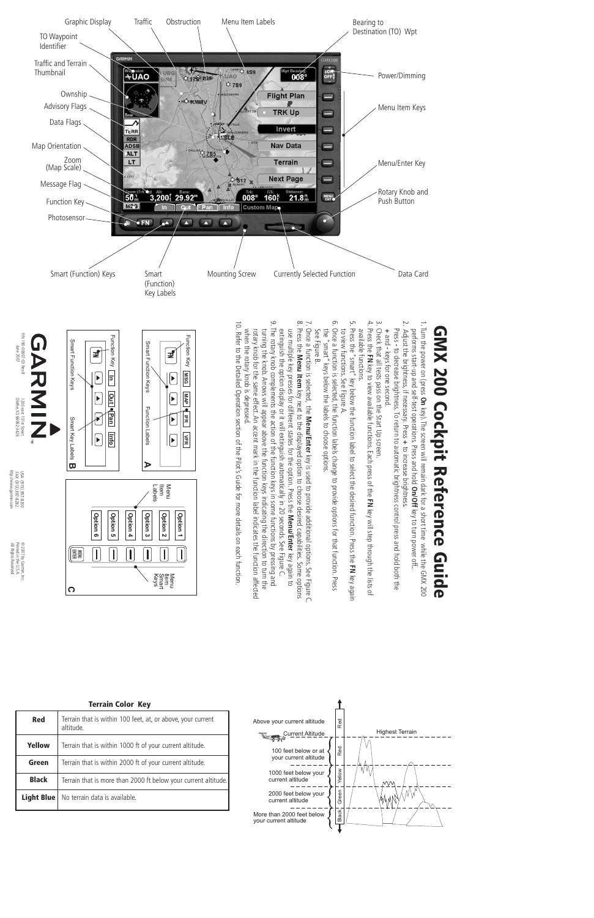Graphic Display
Traffic
Obstruction
Menu Item Labels
Bearing to Destination (TO) Wpt
TO Waypoint Identifier
Traffic and Terrain Thumbnail
Ownship
Advisory Flags
Data Flags
Map Orientation
Zoom (Map Scale)
Message Flag
Function Key
Photosensor
Power/Dimming
Menu Item Keys
Menu/Enter Key
Rotary Knob and Push Button
Smart (Function) Keys
Smart (Function) Key Labels
Mounting Screw
Currently Selected Function
Data Card

# GMX 200 Cockpit Reference Guide

1. Turn the power on (press **On** key). The screen will remain dark for a short time while the GMX 200 performs start-up and self-test operations. Press and hold **On/Off** key to turn power off.
2. Adjust the brightness, if necessary. Press **+** to increase brightness. Press **-** to decrease brightness. To return to automatic brightness control press and hold both the **+** and **-** keys for one second.
3. Check that all tests pass on the Start Up screen.
4. Press the **FN** key to view available functions. Each press of the **FN** key will step through the lists of available functions.
5. Press the "smart" key below the function label to select the desired function. Press the **FN** key again to view functions. See Figure A.
6. Once a function is selected, the function labels change to provide options for that function. Press the "smart" keys below the labels to choose options. See Figure B.
7. Once a function is selected, the **Menu/Enter** key is used to provide additional options. See Figure C.
8. Press the **Menu Item** key next to the displayed option to choose desired capabilities. Some options use multiple key presses for different states for the option. Press the **Menu/Enter** key again to extinguish the option display or it will extinguish automatically in 20 seconds. See Figure C.
9. The rotary knob complements the action of the function keys in some functions by pressing and turning the knob. Arrows will appear above the function keys indicating the direction to turn the rotary knob for the same effect. An accent mark in the function label indicates the function affected when the rotary knob is depressed.
10. Refer to the Detailed Operation section of the Pilot's Guide for more details on each function.

Figure A: Function Key, FN, MSG, MAP, IFR, VFR, Smart Function Keys, Function Labels

Figure B: Function Key, FN, In, Out, Pan, Info, Smart Function Keys, Smart Key Labels

Figure C: Menu Item Labels, Option 1, Option 2, Option 3, Option 4, Option 5, Option 6, MENU ENTER, Menu Item Smart Keys

GARMIN

P/N 190-00607-03 Rev B
June 2007

1200 East 151st Street
Olathe, KS 66062-3426

USA (913) 397-8200
FAX (913) 397-8282
http://www.garmin.com

© 2007 by Garmin, Inc.
Printed in the U.S.A.
All Rights Reserved

**Terrain Color Key**

| | |
|---|---|
| **Red** | Terrain that is within 100 feet, at, or above, your current altitude. |
| **Yellow** | Terrain that is within 1000 ft of your current altitude. |
| **Green** | Terrain that is within 2000 ft of your current altitude. |
| **Black** | Terrain that is more than 2000 ft below your current altitude. |
| **Light Blue** | No terrain data is available. |

Above your current altitude
Current Altitude
100 feet below or at your current altitude
1000 feet below your current altitude
2000 feet below your current altitude
More than 2000 feet below your current altitude
Highest Terrain
Red
Red
Yellow
Green
Black